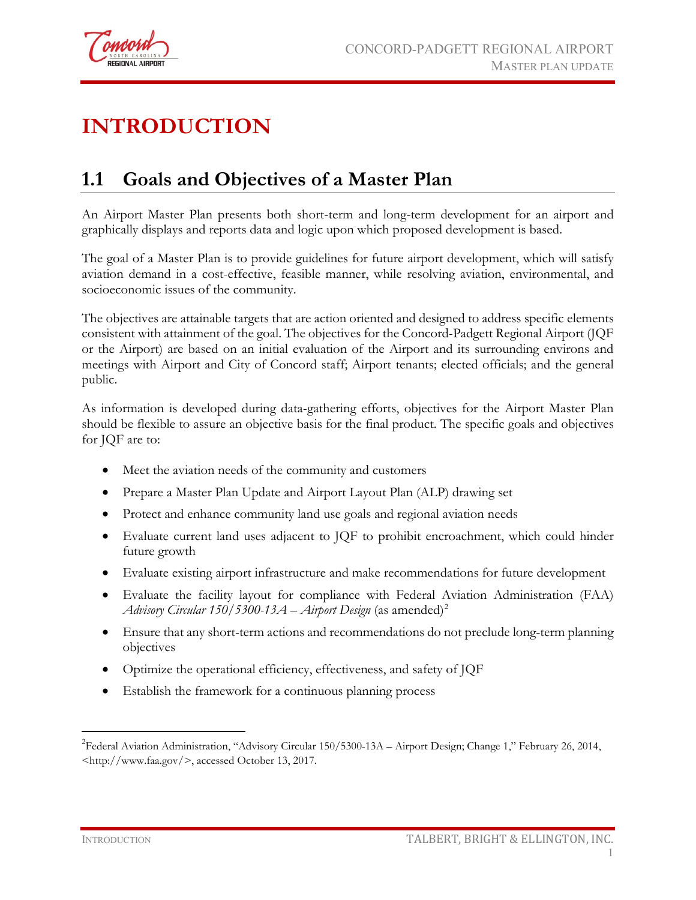# INTRODUCTION

## 1.1 Goals and Objectives of a Master Plan

An Airport Master Plan presents both short-term and long-term development for an airport and graphically displays and reports data and logic upon which proposed development is based.

The goal of a Master Plan is to provide guidelines for future airport development, which will satisfy aviation demand in a cost-effective, feasible manner, while resolving aviation, environmental, and socioeconomic issues of the community.

The objectives are attainable targets that are action oriented and designed to address specific elements consistent with attainment of the goal. The objectives for the Concord-Padgett Regional Airport (JQF or the Airport) are based on an initial evaluation of the Airport and its surrounding environs and meetings with Airport and City of Concord staff; Airport tenants; elected officials; and the general public.

As information is developed during data-gathering efforts, objectives for the Airport Master Plan should be flexible to assure an objective basis for the final product. The specific goals and objectives for JQF are to:

- Meet the aviation needs of the community and customers
- Prepare a Master Plan Update and Airport Layout Plan (ALP) drawing set
- Protect and enhance community land use goals and regional aviation needs
- Evaluate current land uses adjacent to JQF to prohibit encroachment, which could hinder future growth
- Evaluate existing airport infrastructure and make recommendations for future development
- Evaluate the facility layout for compliance with Federal Aviation Administration (FAA) *Advisory Circular 150/5300-13A – Airport Design* (as amended)[2]
- Ensure that any short-term actions and recommendations do not preclude long-term planning objectives
- Optimize the operational efficiency, effectiveness, and safety of JQF
- Establish the framework for a continuous planning process

---

[2] Federal Aviation Administration, "Advisory Circular 150/5300-13A – Airport Design; Change 1," February 26, 2014, <http://www.faa.gov/>, accessed October 13, 2017.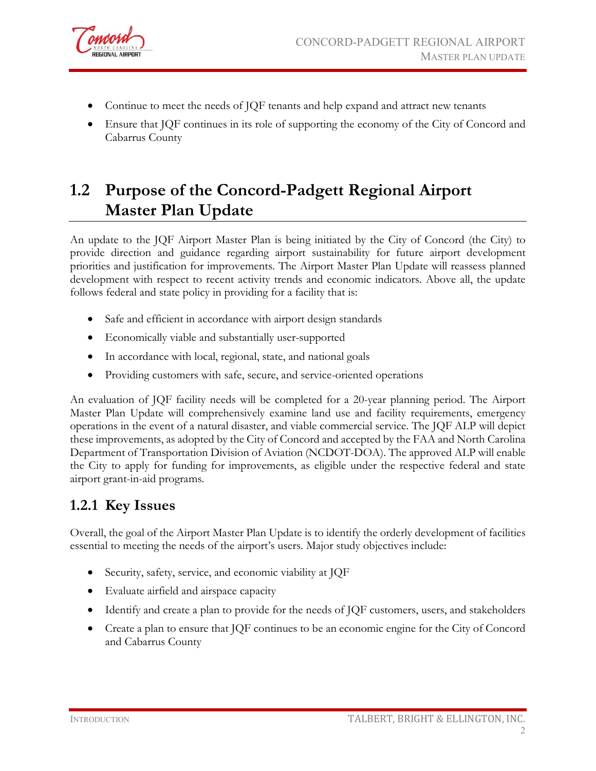- Continue to meet the needs of JQF tenants and help expand and attract new tenants
- Ensure that JQF continues in its role of supporting the economy of the City of Concord and Cabarrus County

## 1.2 Purpose of the Concord-Padgett Regional Airport Master Plan Update

An update to the JQF Airport Master Plan is being initiated by the City of Concord (the City) to provide direction and guidance regarding airport sustainability for future airport development priorities and justification for improvements. The Airport Master Plan Update will reassess planned development with respect to recent activity trends and economic indicators. Above all, the update follows federal and state policy in providing for a facility that is:

- Safe and efficient in accordance with airport design standards
- Economically viable and substantially user-supported
- In accordance with local, regional, state, and national goals
- Providing customers with safe, secure, and service-oriented operations

An evaluation of JQF facility needs will be completed for a 20-year planning period. The Airport Master Plan Update will comprehensively examine land use and facility requirements, emergency operations in the event of a natural disaster, and viable commercial service. The JQF ALP will depict these improvements, as adopted by the City of Concord and accepted by the FAA and North Carolina Department of Transportation Division of Aviation (NCDOT-DOA). The approved ALP will enable the City to apply for funding for improvements, as eligible under the respective federal and state airport grant-in-aid programs.

### 1.2.1 Key Issues

Overall, the goal of the Airport Master Plan Update is to identify the orderly development of facilities essential to meeting the needs of the airport's users. Major study objectives include:

- Security, safety, service, and economic viability at JQF
- Evaluate airfield and airspace capacity
- Identify and create a plan to provide for the needs of JQF customers, users, and stakeholders
- Create a plan to ensure that JQF continues to be an economic engine for the City of Concord and Cabarrus County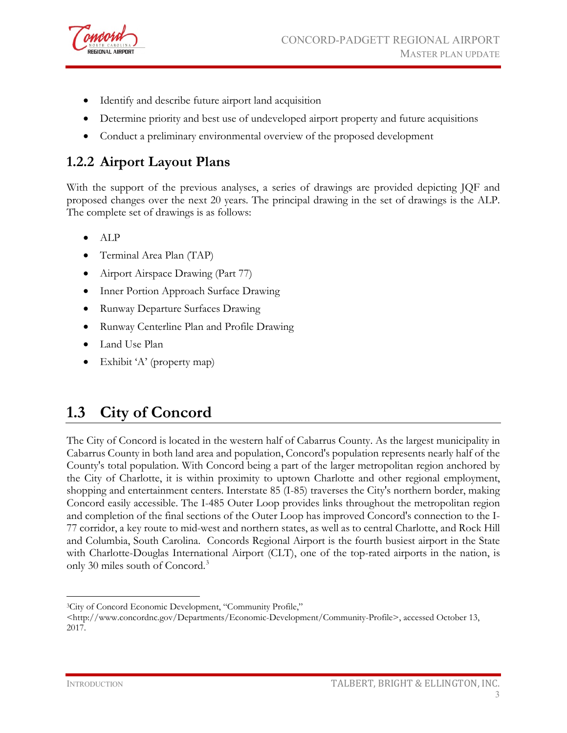- Identify and describe future airport land acquisition
- Determine priority and best use of undeveloped airport property and future acquisitions
- Conduct a preliminary environmental overview of the proposed development

### 1.2.2 Airport Layout Plans

With the support of the previous analyses, a series of drawings are provided depicting JQF and proposed changes over the next 20 years. The principal drawing in the set of drawings is the ALP. The complete set of drawings is as follows:

- ALP
- Terminal Area Plan (TAP)
- Airport Airspace Drawing (Part 77)
- Inner Portion Approach Surface Drawing
- Runway Departure Surfaces Drawing
- Runway Centerline Plan and Profile Drawing
- Land Use Plan
- Exhibit 'A' (property map)

## 1.3 City of Concord

The City of Concord is located in the western half of Cabarrus County. As the largest municipality in Cabarrus County in both land area and population, Concord's population represents nearly half of the County's total population. With Concord being a part of the larger metropolitan region anchored by the City of Charlotte, it is within proximity to uptown Charlotte and other regional employment, shopping and entertainment centers. Interstate 85 (I-85) traverses the City's northern border, making Concord easily accessible. The I-485 Outer Loop provides links throughout the metropolitan region and completion of the final sections of the Outer Loop has improved Concord's connection to the I-77 corridor, a key route to mid-west and northern states, as well as to central Charlotte, and Rock Hill and Columbia, South Carolina. Concords Regional Airport is the fourth busiest airport in the State with Charlotte-Douglas International Airport (CLT), one of the top-rated airports in the nation, is only 30 miles south of Concord.[3]

---

[3] City of Concord Economic Development, "Community Profile," <http://www.concordnc.gov/Departments/Economic-Development/Community-Profile>, accessed October 13, 2017.